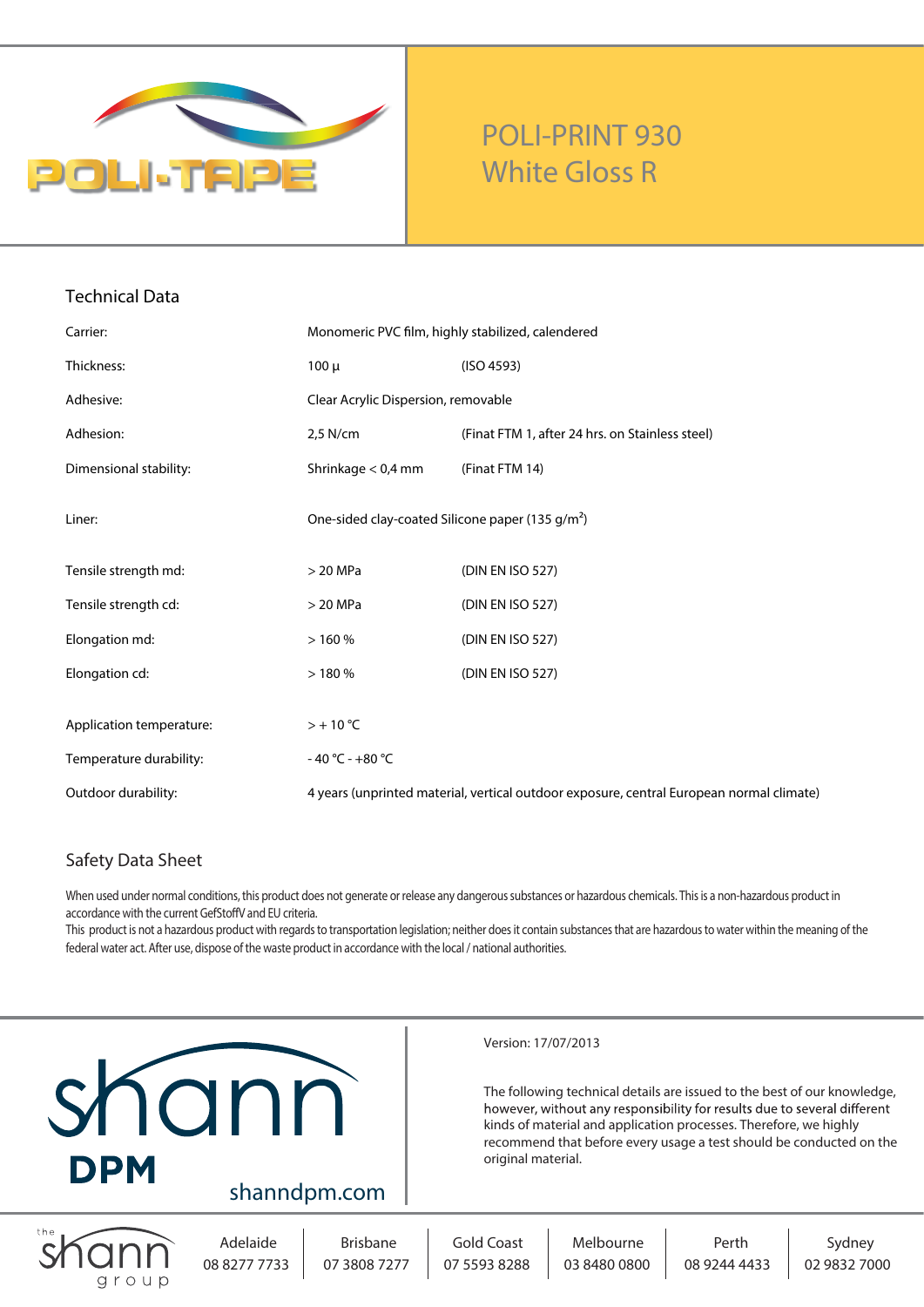# POLI-PRINT 930
# White Gloss R

## Technical Data

| | | |
|---|---|---|
| Carrier: | Monomeric PVC film, highly stabilized, calendered | |
| Thickness: | 100 µ | (ISO 4593) |
| Adhesive: | Clear Acrylic Dispersion, removable | |
| Adhesion: | 2,5 N/cm | (Finat FTM 1, after 24 hrs. on Stainless steel) |
| Dimensional stability: | Shrinkage < 0,4 mm | (Finat FTM 14) |
| Liner: | One-sided clay-coated Silicone paper (135 g/m²) | |
| Tensile strength md: | > 20 MPa | (DIN EN ISO 527) |
| Tensile strength cd: | > 20 MPa | (DIN EN ISO 527) |
| Elongation md: | > 160 % | (DIN EN ISO 527) |
| Elongation cd: | > 180 % | (DIN EN ISO 527) |
| Application temperature: | > + 10 °C | |
| Temperature durability: | - 40 °C - +80 °C | |
| Outdoor durability: | 4 years (unprinted material, vertical outdoor exposure, central European normal climate) | |

## Safety Data Sheet

When used under normal conditions, this product does not generate or release any dangerous substances or hazardous chemicals. This is a non-hazardous product in accordance with the current GefStoffV and EU criteria.
This product is not a hazardous product with regards to transportation legislation; neither does it contain substances that are hazardous to water within the meaning of the federal water act. After use, dispose of the waste product in accordance with the local / national authorities.

shann DPM

shanndpm.com

Version: 17/07/2013

The following technical details are issued to the best of our knowledge, however, without any responsibility for results due to several different kinds of material and application processes. Therefore, we highly recommend that before every usage a test should be conducted on the original material.

the shann group

| Adelaide | Brisbane | Gold Coast | Melbourne | Perth | Sydney |
|---|---|---|---|---|---|
| 08 8277 7733 | 07 3808 7277 | 07 5593 8288 | 03 8480 0800 | 08 9244 4433 | 02 9832 7000 |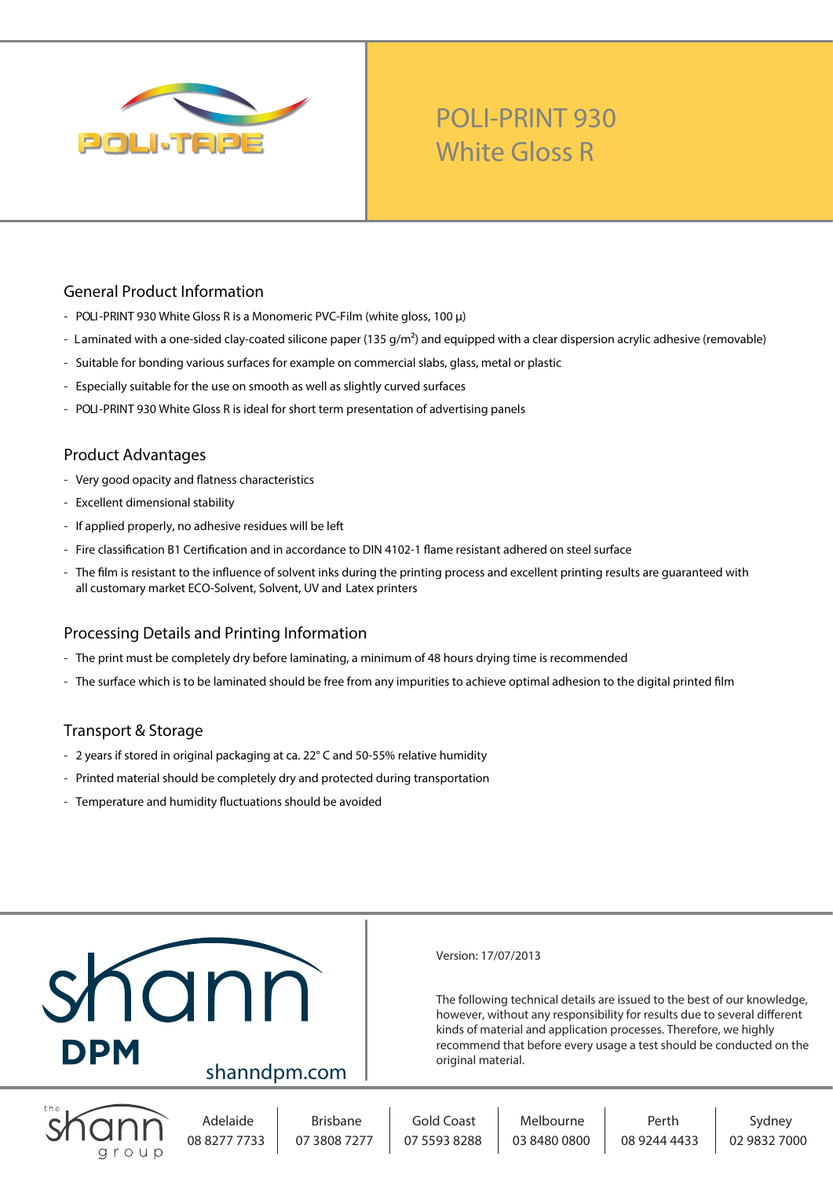# POLI-PRINT 930
# White Gloss R

## General Product Information

- POLI-PRINT 930 White Gloss R is a Monomeric PVC-Film (white gloss, 100 µ)
- Laminated with a one-sided clay-coated silicone paper (135 g/m²) and equipped with a clear dispersion acrylic adhesive (removable)
- Suitable for bonding various surfaces for example on commercial slabs, glass, metal or plastic
- Especially suitable for the use on smooth as well as slightly curved surfaces
- POLI-PRINT 930 White Gloss R is ideal for short term presentation of advertising panels

## Product Advantages

- Very good opacity and flatness characteristics
- Excellent dimensional stability
- If applied properly, no adhesive residues will be left
- Fire classification B1 Certification and in accordance to DIN 4102-1 flame resistant adhered on steel surface
- The film is resistant to the influence of solvent inks during the printing process and excellent printing results are guaranteed with all customary market ECO-Solvent, Solvent, UV and Latex printers

## Processing Details and Printing Information

- The print must be completely dry before laminating, a minimum of 48 hours drying time is recommended
- The surface which is to be laminated should be free from any impurities to achieve optimal adhesion to the digital printed film

## Transport & Storage

- 2 years if stored in original packaging at ca. 22° C and 50-55% relative humidity
- Printed material should be completely dry and protected during transportation
- Temperature and humidity fluctuations should be avoided

shann DPM

shanndpm.com

Version: 17/07/2013

The following technical details are issued to the best of our knowledge, however, without any responsibility for results due to several different kinds of material and application processes. Therefore, we highly recommend that before every usage a test should be conducted on the original material.

the shann group

| Adelaide | Brisbane | Gold Coast | Melbourne | Perth | Sydney |
|---|---|---|---|---|---|
| 08 8277 7733 | 07 3808 7277 | 07 5593 8288 | 03 8480 0800 | 08 9244 4433 | 02 9832 7000 |